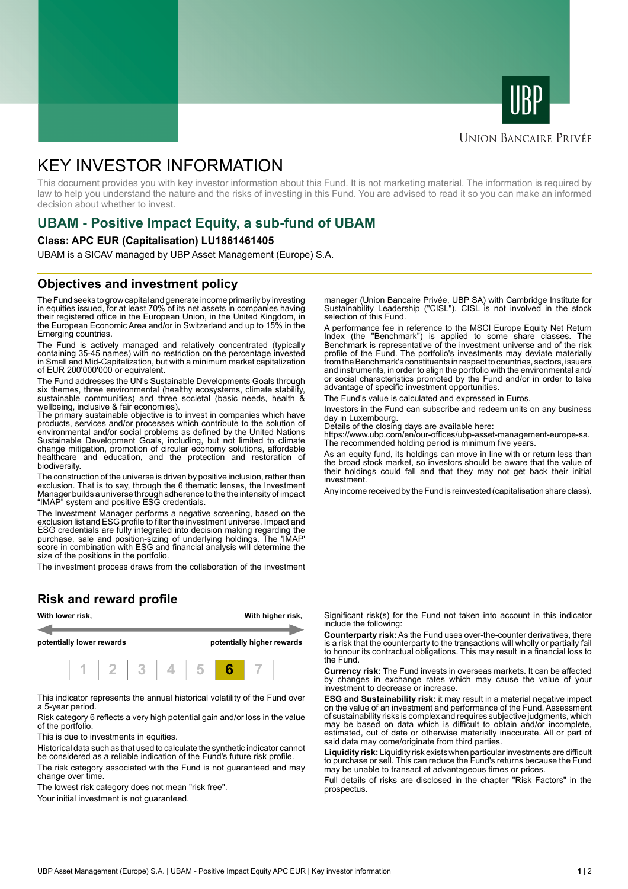Union Bancaire Privée

# KEY INVESTOR INFORMATION

This document provides you with key investor information about this Fund. It is not marketing material. The information is required by law to help you understand the nature and the risks of investing in this Fund. You are advised to read it so you can make an informed decision about whether to invest.

## UBAM - Positive Impact Equity, a sub-fund of UBAM

### Class: APC EUR (Capitalisation) LU1861461405

UBAM is a SICAV managed by UBP Asset Management (Europe) S.A.

## Objectives and investment policy

The Fund seeks to grow capital and generate income primarily by investing in equities issued, for at least 70% of its net assets in companies having their registered office in the European Union, in the United Kingdom, in the European Economic Area and/or in Switzerland and up to 15% in the Emerging countries.

The Fund is actively managed and relatively concentrated (typically containing 35-45 names) with no restriction on the percentage invested in Small and Mid-Capitalization, but with a minimum market capitalization of EUR 200'000'000 or equivalent.

The Fund addresses the UN's Sustainable Developments Goals through six themes, three environmental (healthy ecosystems, climate stability, sustainable communities) and three societal (basic needs, health & wellbeing, inclusive & fair economies).
The primary sustainable objective is to invest in companies which have products, services and/or processes which contribute to the solution of environmental and/or social problems as defined by the United Nations Sustainable Development Goals, including, but not limited to climate change mitigation, promotion of circular economy solutions, affordable healthcare and education, and the protection and restoration of biodiversity.

The construction of the universe is driven by positive inclusion, rather than exclusion. That is to say, through the 6 thematic lenses, the Investment Manager builds a universe through adherence to the the intensity of impact "IMAP" system and positive ESG credentials.

The Investment Manager performs a negative screening, based on the exclusion list and ESG profile to filter the investment universe. Impact and ESG credentials are fully integrated into decision making regarding the purchase, sale and position-sizing of underlying holdings. The 'IMAP' score in combination with ESG and financial analysis will determine the size of the positions in the portfolio.

The investment process draws from the collaboration of the investment manager (Union Bancaire Privée, UBP SA) with Cambridge Institute for Sustainability Leadership ("CISL"). CISL is not involved in the stock selection of this Fund.

A performance fee in reference to the MSCI Europe Equity Net Return Index (the "Benchmark") is applied to some share classes. The Benchmark is representative of the investment universe and of the risk profile of the Fund. The portfolio's investments may deviate materially from the Benchmark's constituents in respect to countries, sectors, issuers and instruments, in order to align the portfolio with the environmental and/ or social characteristics promoted by the Fund and/or in order to take advantage of specific investment opportunities.

The Fund's value is calculated and expressed in Euros.

Investors in the Fund can subscribe and redeem units on any business day in Luxembourg.
Details of the closing days are available here:
https://www.ubp.com/en/our-offices/ubp-asset-management-europe-sa.
The recommended holding period is minimum five years.

As an equity fund, its holdings can move in line with or return less than the broad stock market, so investors should be aware that the value of their holdings could fall and that they may not get back their initial investment.

Any income received by the Fund is reinvested (capitalisation share class).

## Risk and reward profile

| With lower risk, potentially lower rewards | | | | | | With higher risk, potentially higher rewards |
|---|---|---|---|---|---|---|
| 1 | 2 | 3 | 4 | 5 | **6** | 7 |

This indicator represents the annual historical volatility of the Fund over a 5-year period.

Risk category 6 reflects a very high potential gain and/or loss in the value of the portfolio.

This is due to investments in equities.

Historical data such as that used to calculate the synthetic indicator cannot be considered as a reliable indication of the Fund's future risk profile.

The risk category associated with the Fund is not guaranteed and may change over time.

The lowest risk category does not mean "risk free".

Your initial investment is not guaranteed.

Significant risk(s) for the Fund not taken into account in this indicator include the following:

**Counterparty risk:** As the Fund uses over-the-counter derivatives, there is a risk that the counterparty to the transactions will wholly or partially fail to honour its contractual obligations. This may result in a financial loss to the Fund.

**Currency risk:** The Fund invests in overseas markets. It can be affected by changes in exchange rates which may cause the value of your investment to decrease or increase.

**ESG and Sustainability risk:** it may result in a material negative impact on the value of an investment and performance of the Fund. Assessment of sustainability risks is complex and requires subjective judgments, which may be based on data which is difficult to obtain and/or incomplete, estimated, out of date or otherwise materially inaccurate. All or part of said data may come/originate from third parties.

**Liquidity risk:** Liquidity risk exists when particular investments are difficult to purchase or sell. This can reduce the Fund's returns because the Fund may be unable to transact at advantageous times or prices.

Full details of risks are disclosed in the chapter "Risk Factors" in the prospectus.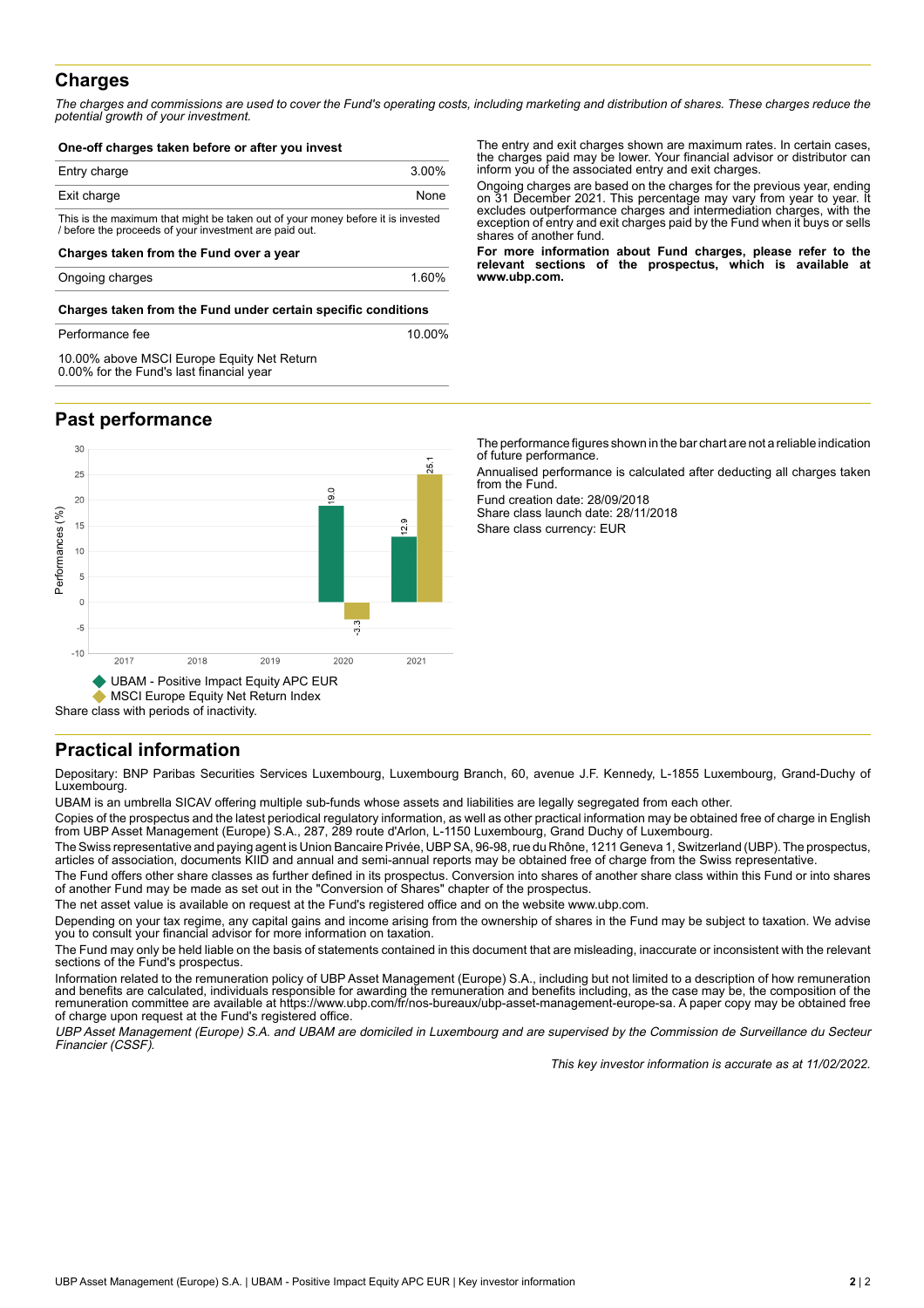## Charges

*The charges and commissions are used to cover the Fund's operating costs, including marketing and distribution of shares. These charges reduce the potential growth of your investment.*

| One-off charges taken before or after you invest | |
|---|---|
| Entry charge | 3.00% |
| Exit charge | None |

This is the maximum that might be taken out of your money before it is invested / before the proceeds of your investment are paid out.

| Charges taken from the Fund over a year | |
|---|---|
| Ongoing charges | 1.60% |

| Charges taken from the Fund under certain specific conditions | |
|---|---|
| Performance fee | 10.00% |

10.00% above MSCI Europe Equity Net Return
0.00% for the Fund's last financial year

The entry and exit charges shown are maximum rates. In certain cases, the charges paid may be lower. Your financial advisor or distributor can inform you of the associated entry and exit charges.

Ongoing charges are based on the charges for the previous year, ending on 31 December 2021. This percentage may vary from year to year. It excludes outperformance charges and intermediation charges, with the exception of entry and exit charges paid by the Fund when it buys or sells shares of another fund.

**For more information about Fund charges, please refer to the relevant sections of the prospectus, which is available at www.ubp.com.**

## Past performance

Performances (%)
30
25
20
15
10
5
0
-5
-10
2017 2018 2019 2020 2021
19.0
-3.3
12.9
25.1

UBAM - Positive Impact Equity APC EUR
MSCI Europe Equity Net Return Index

Share class with periods of inactivity.

The performance figures shown in the bar chart are not a reliable indication of future performance.

Annualised performance is calculated after deducting all charges taken from the Fund.

Fund creation date: 28/09/2018
Share class launch date: 28/11/2018
Share class currency: EUR

## Practical information

Depositary: BNP Paribas Securities Services Luxembourg, Luxembourg Branch, 60, avenue J.F. Kennedy, L-1855 Luxembourg, Grand-Duchy of Luxembourg.

UBAM is an umbrella SICAV offering multiple sub-funds whose assets and liabilities are legally segregated from each other.

Copies of the prospectus and the latest periodical regulatory information, as well as other practical information may be obtained free of charge in English from UBP Asset Management (Europe) S.A., 287, 289 route d'Arlon, L-1150 Luxembourg, Grand Duchy of Luxembourg.

The Swiss representative and paying agent is Union Bancaire Privée, UBP SA, 96-98, rue du Rhône, 1211 Geneva 1, Switzerland (UBP). The prospectus, articles of association, documents KIID and annual and semi-annual reports may be obtained free of charge from the Swiss representative.

The Fund offers other share classes as further defined in its prospectus. Conversion into shares of another share class within this Fund or into shares of another Fund may be made as set out in the "Conversion of Shares" chapter of the prospectus.

The net asset value is available on request at the Fund's registered office and on the website www.ubp.com.

Depending on your tax regime, any capital gains and income arising from the ownership of shares in the Fund may be subject to taxation. We advise you to consult your financial advisor for more information on taxation.

The Fund may only be held liable on the basis of statements contained in this document that are misleading, inaccurate or inconsistent with the relevant sections of the Fund's prospectus.

Information related to the remuneration policy of UBP Asset Management (Europe) S.A., including but not limited to a description of how remuneration and benefits are calculated, individuals responsible for awarding the remuneration and benefits including, as the case may be, the composition of the remuneration committee are available at https://www.ubp.com/fr/nos-bureaux/ubp-asset-management-europe-sa. A paper copy may be obtained free of charge upon request at the Fund's registered office.

*UBP Asset Management (Europe) S.A. and UBAM are domiciled in Luxembourg and are supervised by the Commission de Surveillance du Secteur Financier (CSSF).*

*This key investor information is accurate as at 11/02/2022.*